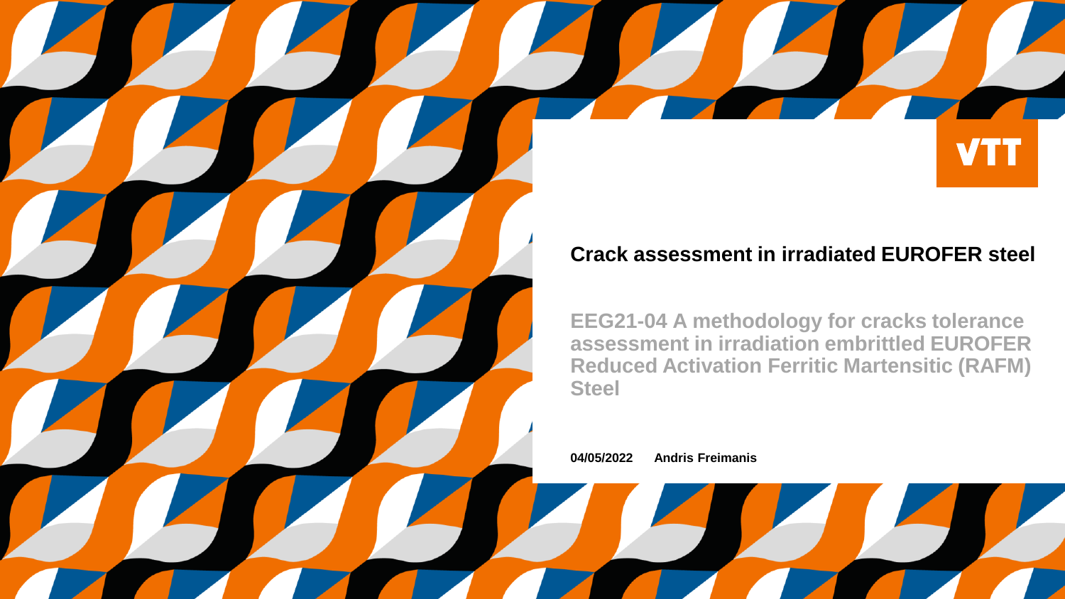VTT

# Crack assessment in irradiated EUROFER steel

**EEG21-04 A methodology for cracks tolerance assessment in irradiation embrittled EUROFER Reduced Activation Ferritic Martensitic (RAFM) Steel**

**04/05/2022** **Andris Freimanis**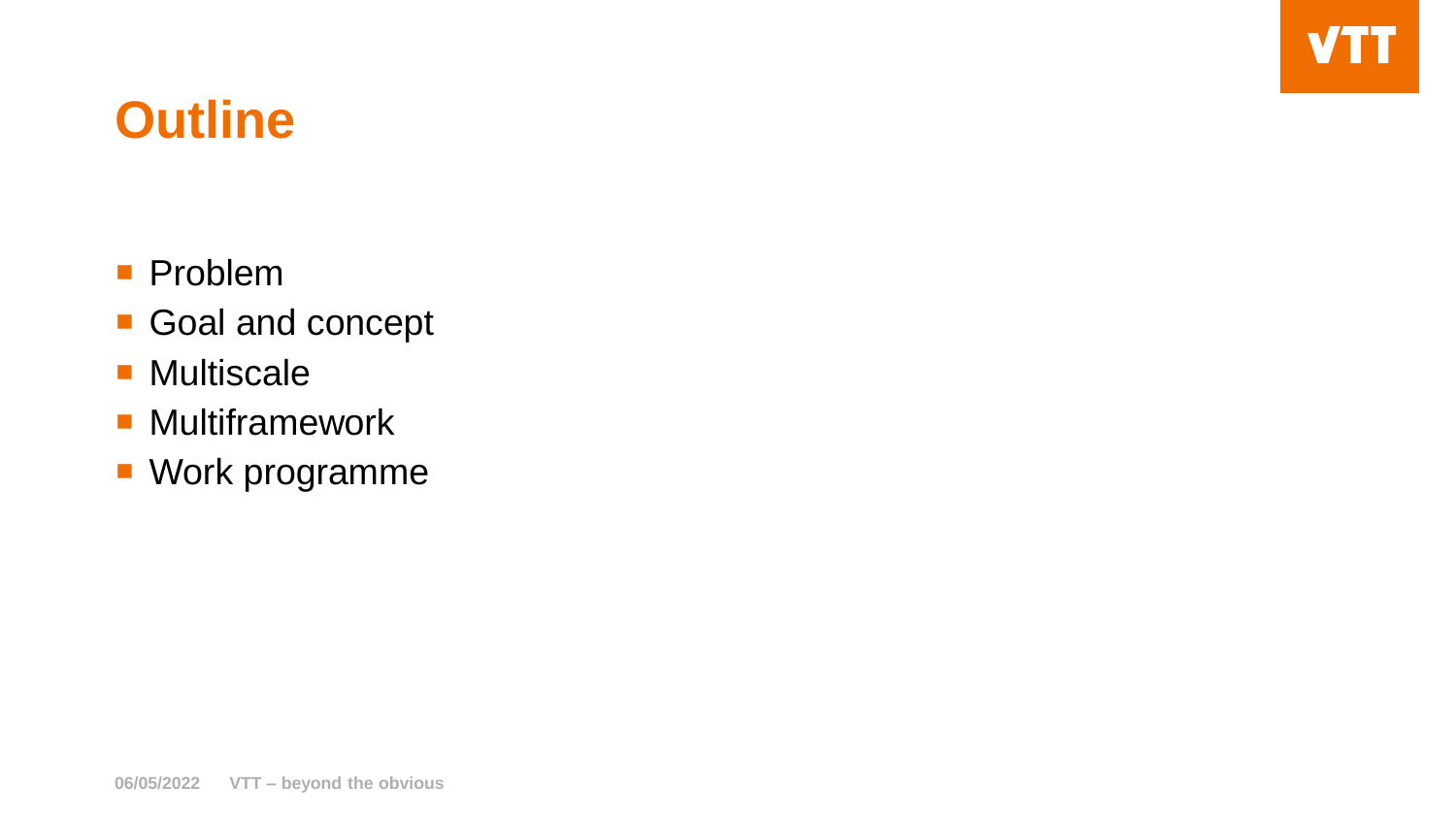# Outline

- Problem
- Goal and concept
- Multiscale
- Multiframework
- Work programme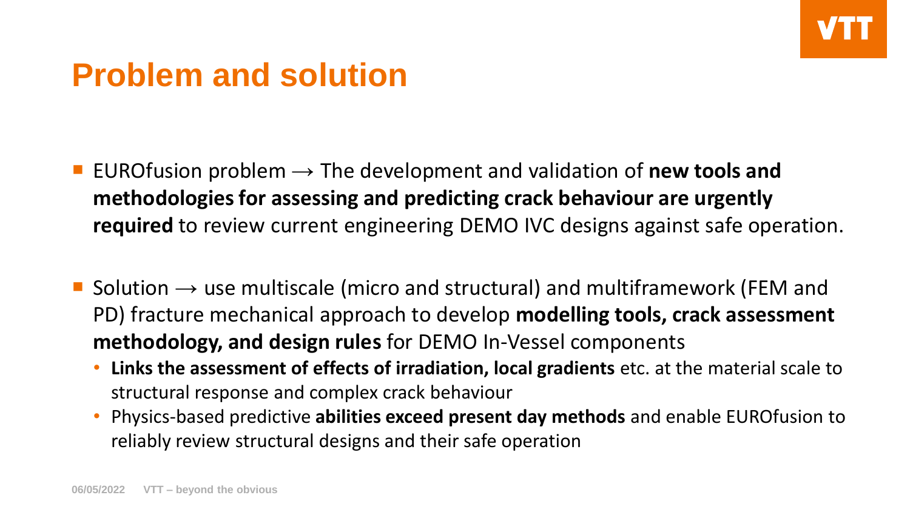# Problem and solution

- EUROfusion problem → The development and validation of **new tools and methodologies for assessing and predicting crack behaviour are urgently required** to review current engineering DEMO IVC designs against safe operation.

- Solution → use multiscale (micro and structural) and multiframework (FEM and PD) fracture mechanical approach to develop **modelling tools, crack assessment methodology, and design rules** for DEMO In-Vessel components
  - **Links the assessment of effects of irradiation, local gradients** etc. at the material scale to structural response and complex crack behaviour
  - Physics-based predictive **abilities exceed present day methods** and enable EUROfusion to reliably review structural designs and their safe operation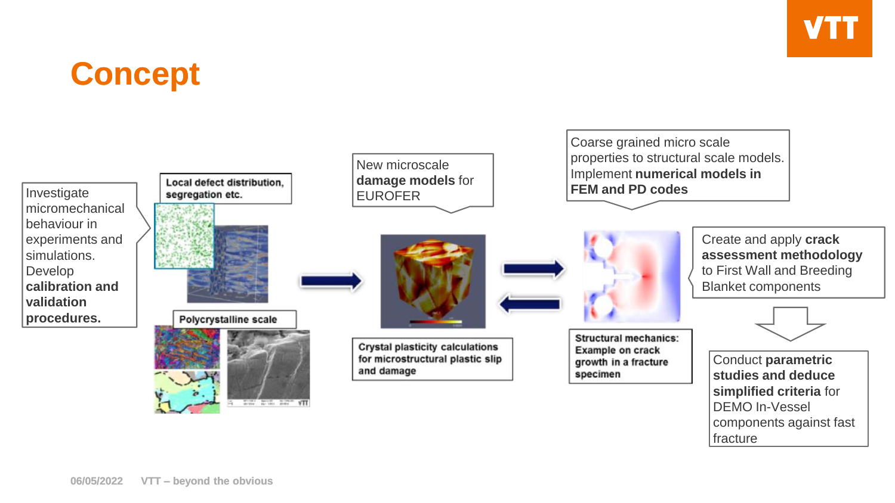# Concept

Investigate micromechanical behaviour in experiments and simulations. Develop **calibration and validation procedures.**

**Local defect distribution, segregation etc.**

**Polycrystalline scale**

New microscale **damage models** for EUROFER

**Crystal plasticity calculations for microstructural plastic slip and damage**

Coarse grained micro scale properties to structural scale models. Implement **numerical models in FEM and PD codes**

**Structural mechanics: Example on crack growth in a fracture specimen**

Create and apply **crack assessment methodology** to First Wall and Breeding Blanket components

Conduct **parametric studies and deduce simplified criteria** for DEMO In-Vessel components against fast fracture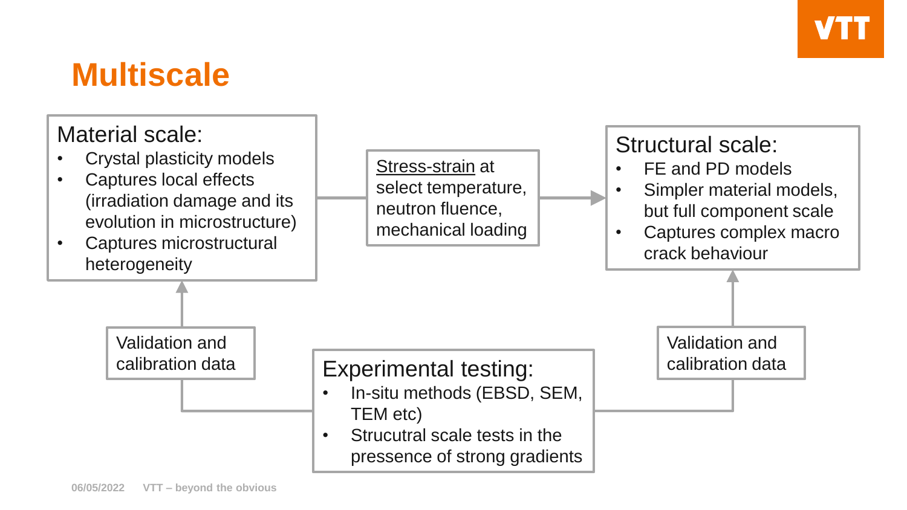# Multiscale

**Material scale:**

- Crystal plasticity models
- Captures local effects (irradiation damage and its evolution in microstructure)
- Captures microstructural heterogeneity

Stress-strain at select temperature, neutron fluence, mechanical loading

**Structural scale:**

- FE and PD models
- Simpler material models, but full component scale
- Captures complex macro crack behaviour

Validation and calibration data

**Experimental testing:**

- In-situ methods (EBSD, SEM, TEM etc)
- Strucutral scale tests in the pressence of strong gradients

Validation and calibration data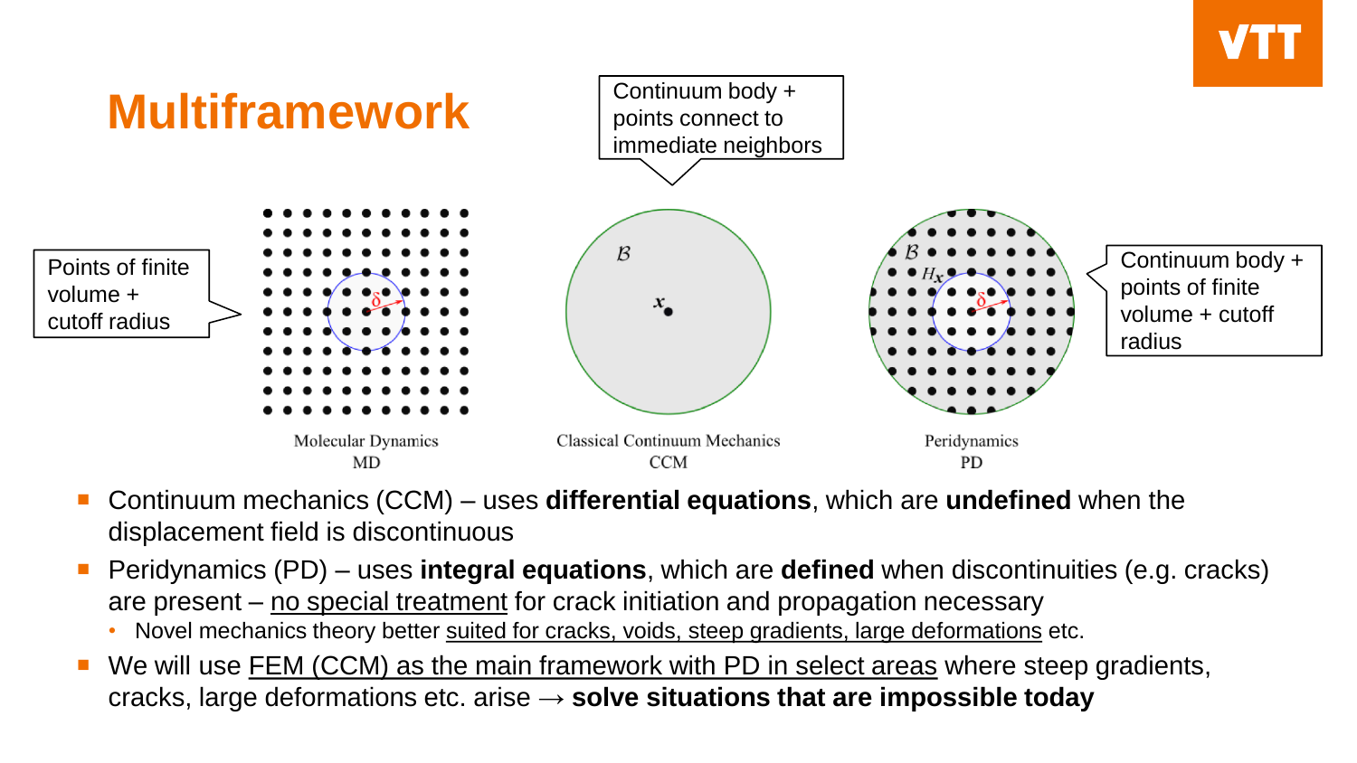# Multiframework

Points of finite volume + cutoff radius

Continuum body + points connect to immediate neighbors

Continuum body + points of finite volume + cutoff radius

Molecular Dynamics
MD

Classical Continuum Mechanics
CCM

Peridynamics
PD

- Continuum mechanics (CCM) – uses **differential equations**, which are **undefined** when the displacement field is discontinuous
- Peridynamics (PD) – uses **integral equations**, which are **defined** when discontinuities (e.g. cracks) are present – no special treatment for crack initiation and propagation necessary
  - Novel mechanics theory better suited for cracks, voids, steep gradients, large deformations etc.
- We will use FEM (CCM) as the main framework with PD in select areas where steep gradients, cracks, large deformations etc. arise → **solve situations that are impossible today**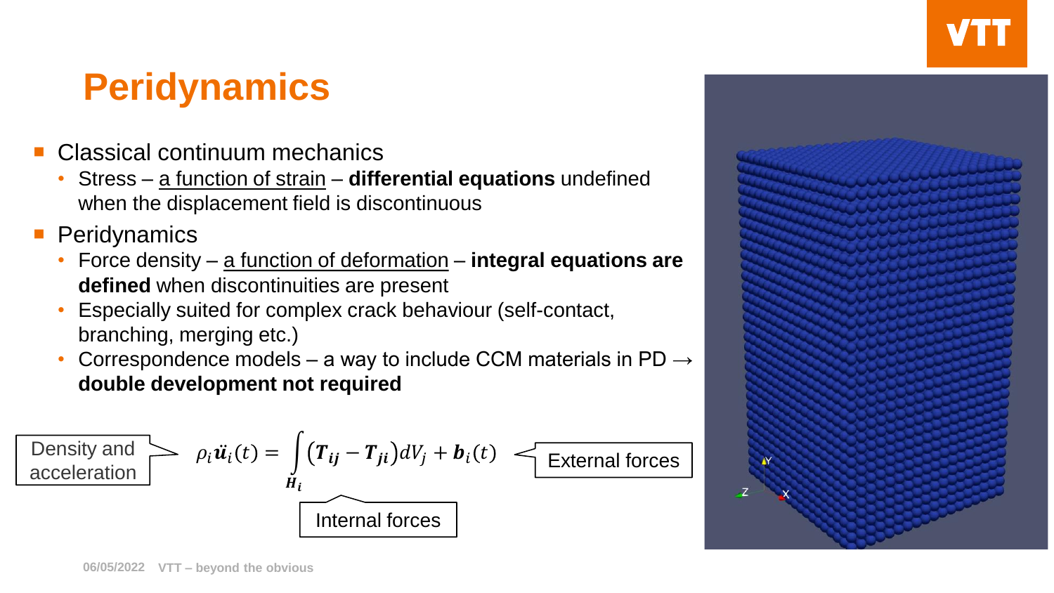# Peridynamics

- Classical continuum mechanics
  - Stress – a function of strain – **differential equations** undefined when the displacement field is discontinuous
- Peridynamics
  - Force density – a function of deformation – **integral equations are defined** when discontinuities are present
  - Especially suited for complex crack behaviour (self-contact, branching, merging etc.)
  - Correspondence models – a way to include CCM materials in PD → **double development not required**

$$\rho_i \ddot{\boldsymbol{u}}_i(t) = \int_{\boldsymbol{H}_i} \left(\boldsymbol{T}_{ij} - \boldsymbol{T}_{ji}\right) dV_j + \boldsymbol{b}_i(t)$$

Density and acceleration

Internal forces

External forces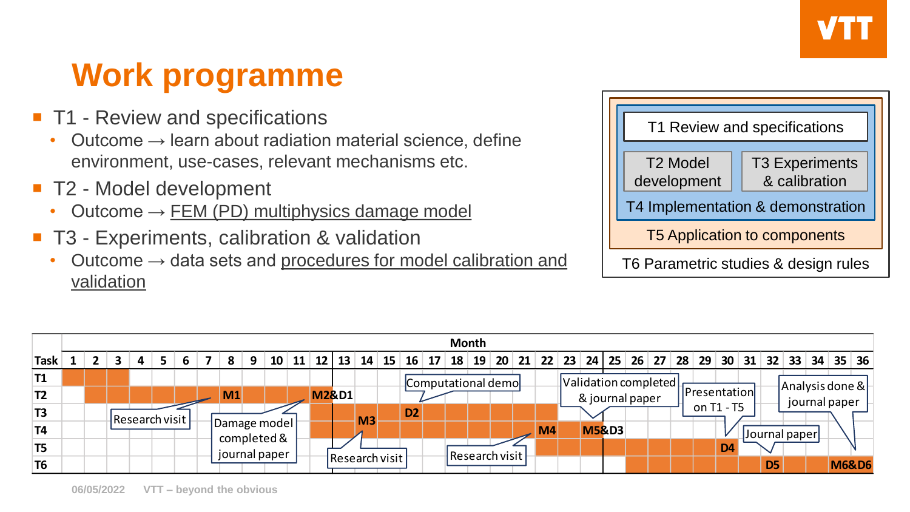# Work programme

- T1 - Review and specifications
  - Outcome → learn about radiation material science, define environment, use-cases, relevant mechanisms etc.
- T2 - Model development
  - Outcome → FEM (PD) multiphysics damage model
- T3 - Experiments, calibration & validation
  - Outcome → data sets and procedures for model calibration and validation

T1 Review and specifications

T2 Model development

T3 Experiments & calibration

T4 Implementation & demonstration

T5 Application to components

T6 Parametric studies & design rules

| Task | Month 1–36 |
|---|---|
| T1 | Months 1–3 |
| T2 | Months 2–12; M1 (month 8), M2&D1 (month 12–13) |
| T3 | Months 12–22; D2 (month 16) |
| T4 | Months 12–24; M3 (month 14), M4 (month 22), M5&D3 (month 24) |
| T5 | Months 22–30; D4 (month 30) |
| T6 | Months 26–36; D5 (month 32), M6&D6 (month 36) |

Annotations: Research visit; Damage model completed & journal paper; Research visit; Computational demo; Research visit; Validation completed & journal paper; Presentation on T1 - T5; Journal paper; Analysis done & journal paper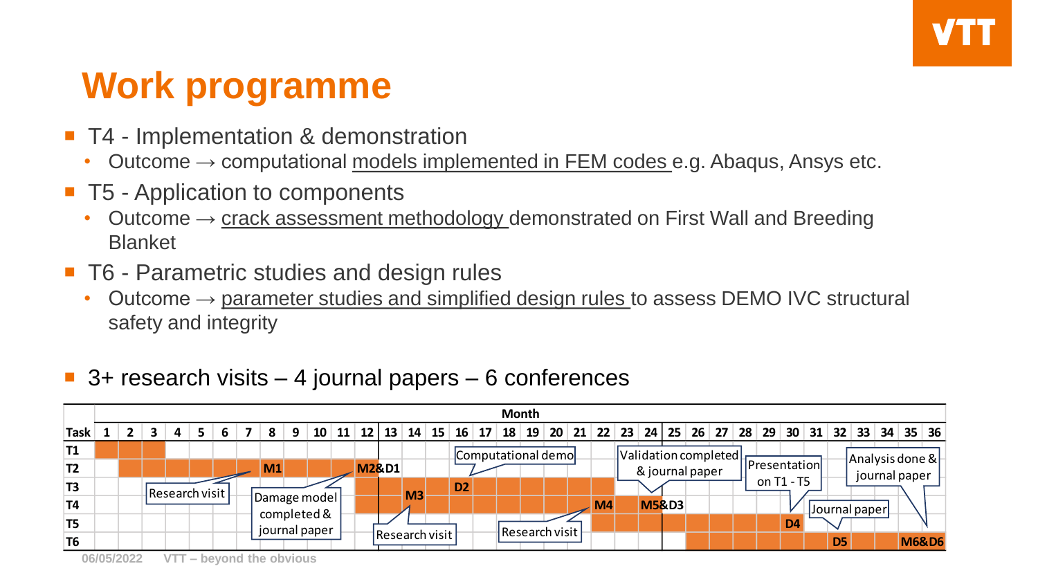# Work programme

- T4 - Implementation & demonstration
  - Outcome → computational models implemented in FEM codes e.g. Abaqus, Ansys etc.
- T5 - Application to components
  - Outcome → crack assessment methodology demonstrated on First Wall and Breeding Blanket
- T6 - Parametric studies and design rules
  - Outcome → parameter studies and simplified design rules to assess DEMO IVC structural safety and integrity
- 3+ research visits – 4 journal papers – 6 conferences

| Task | Month 1–3 | 4–7 | 8 | 9–11 | 12 | 13–14 | 15 | 16 | 17–21 | 22 | 23 | 24 | 25–29 | 30 | 31 | 32 | 33–35 | 36 |
|---|---|---|---|---|---|---|---|---|---|---|---|---|---|---|---|---|---|---|
| T1 | ■ | | | | | | | | | | | | | | | | | |
| T2 | (2–12) ■ | ■ | M1 | ■ | M2&D1 | | | | | | | | | | | | | |
| T3 | | | | | ■ | M3 (14) | ■ | D2 | ■ | ■ | | | | | | | | |
| T4 | | | | | ■ | ■ | ■ | ■ | ■ | M4 | ■ | M5&D3 | | | | | | |
| T5 | | | | | | | | | | ■ | ■ | ■ | ■ | D4 | | | | |
| T6 | | | | | | | | | | | | | (26–29) ■ | ■ | ■ | D5 | ■ | M6&D6 |

Chart annotations: Research visit; Damage model completed & journal paper; Research visit; Computational demo; Research visit; Validation completed & journal paper; Presentation on T1 - T5; Journal paper; Analysis done & journal paper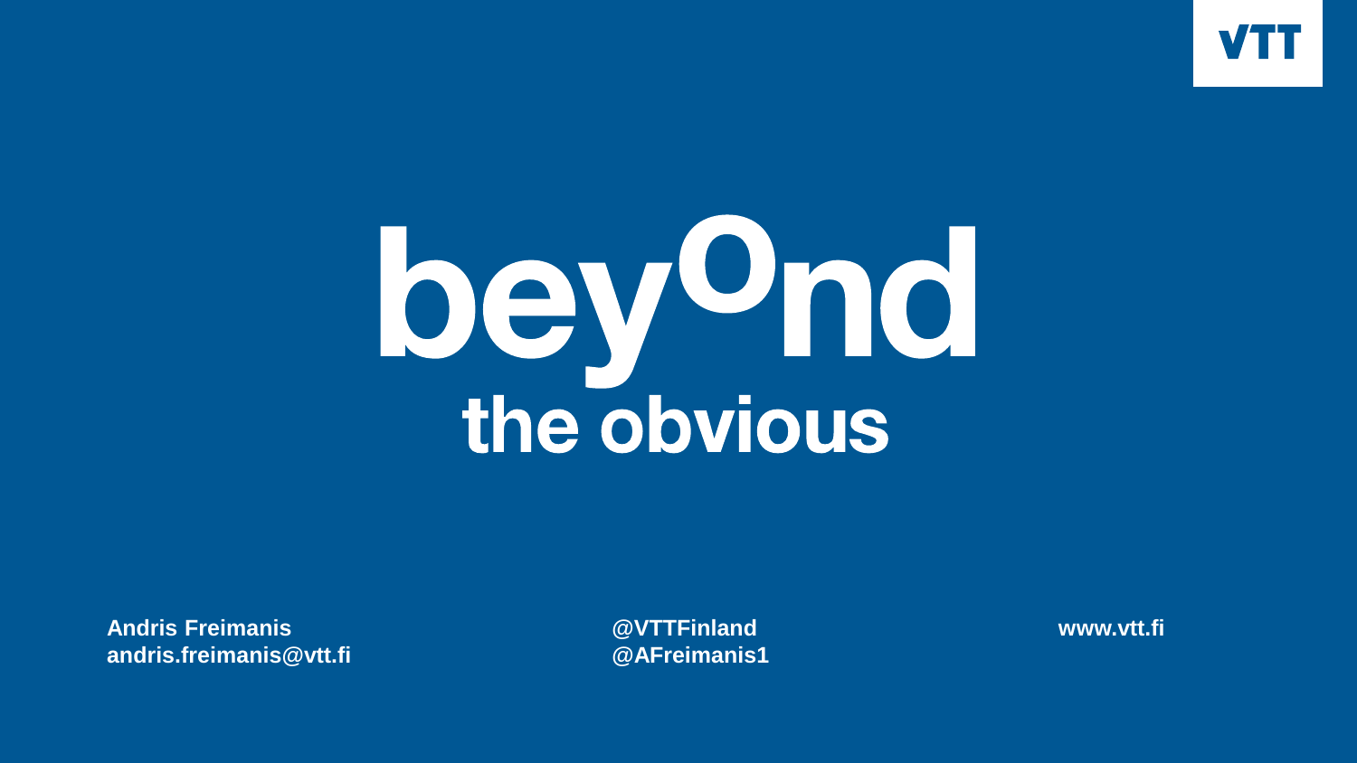VTT

# beyond the obvious

**Andris Freimanis**
**andris.freimanis@vtt.fi**

**@VTTFinland**
**@AFreimanis1**

**www.vtt.fi**